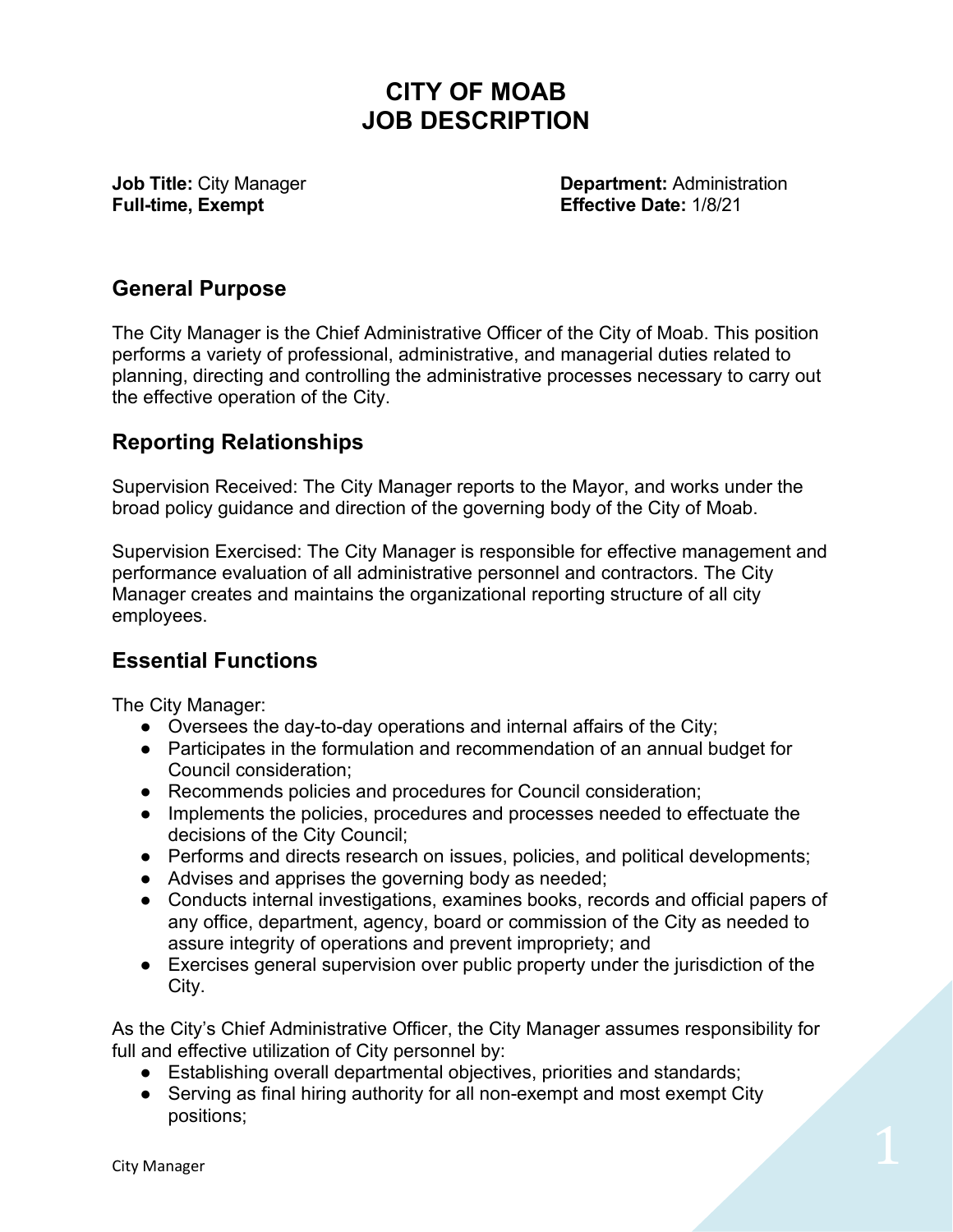# CITY OF MOAB
# JOB DESCRIPTION

**Job Title:** City Manager
**Full-time, Exempt**

**Department:** Administration
**Effective Date:** 1/8/21

## General Purpose

The City Manager is the Chief Administrative Officer of the City of Moab. This position performs a variety of professional, administrative, and managerial duties related to planning, directing and controlling the administrative processes necessary to carry out the effective operation of the City.

## Reporting Relationships

Supervision Received: The City Manager reports to the Mayor, and works under the broad policy guidance and direction of the governing body of the City of Moab.

Supervision Exercised: The City Manager is responsible for effective management and performance evaluation of all administrative personnel and contractors. The City Manager creates and maintains the organizational reporting structure of all city employees.

## Essential Functions

The City Manager:

- Oversees the day-to-day operations and internal affairs of the City;
- Participates in the formulation and recommendation of an annual budget for Council consideration;
- Recommends policies and procedures for Council consideration;
- Implements the policies, procedures and processes needed to effectuate the decisions of the City Council;
- Performs and directs research on issues, policies, and political developments;
- Advises and apprises the governing body as needed;
- Conducts internal investigations, examines books, records and official papers of any office, department, agency, board or commission of the City as needed to assure integrity of operations and prevent impropriety; and
- Exercises general supervision over public property under the jurisdiction of the City.

As the City's Chief Administrative Officer, the City Manager assumes responsibility for full and effective utilization of City personnel by:

- Establishing overall departmental objectives, priorities and standards;
- Serving as final hiring authority for all non-exempt and most exempt City positions;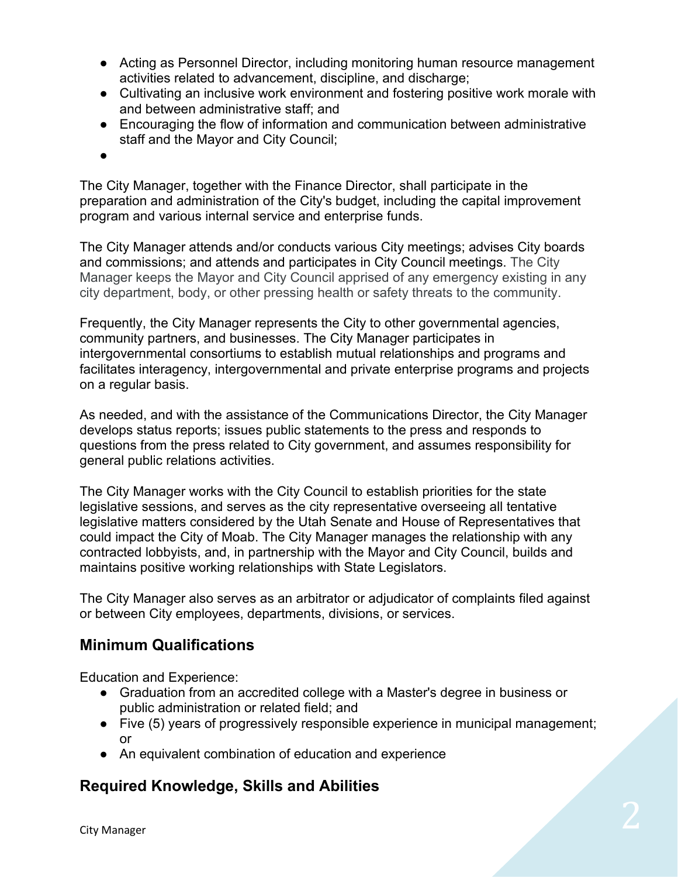- Acting as Personnel Director, including monitoring human resource management activities related to advancement, discipline, and discharge;
- Cultivating an inclusive work environment and fostering positive work morale with and between administrative staff; and
- Encouraging the flow of information and communication between administrative staff and the Mayor and City Council;
-

The City Manager, together with the Finance Director, shall participate in the preparation and administration of the City's budget, including the capital improvement program and various internal service and enterprise funds.

The City Manager attends and/or conducts various City meetings; advises City boards and commissions; and attends and participates in City Council meetings. The City Manager keeps the Mayor and City Council apprised of any emergency existing in any city department, body, or other pressing health or safety threats to the community.

Frequently, the City Manager represents the City to other governmental agencies, community partners, and businesses. The City Manager participates in intergovernmental consortiums to establish mutual relationships and programs and facilitates interagency, intergovernmental and private enterprise programs and projects on a regular basis.

As needed, and with the assistance of the Communications Director, the City Manager develops status reports; issues public statements to the press and responds to questions from the press related to City government, and assumes responsibility for general public relations activities.

The City Manager works with the City Council to establish priorities for the state legislative sessions, and serves as the city representative overseeing all tentative legislative matters considered by the Utah Senate and House of Representatives that could impact the City of Moab. The City Manager manages the relationship with any contracted lobbyists, and, in partnership with the Mayor and City Council, builds and maintains positive working relationships with State Legislators.

The City Manager also serves as an arbitrator or adjudicator of complaints filed against or between City employees, departments, divisions, or services.

## Minimum Qualifications

Education and Experience:

- Graduation from an accredited college with a Master's degree in business or public administration or related field; and
- Five (5) years of progressively responsible experience in municipal management; or
- An equivalent combination of education and experience

## Required Knowledge, Skills and Abilities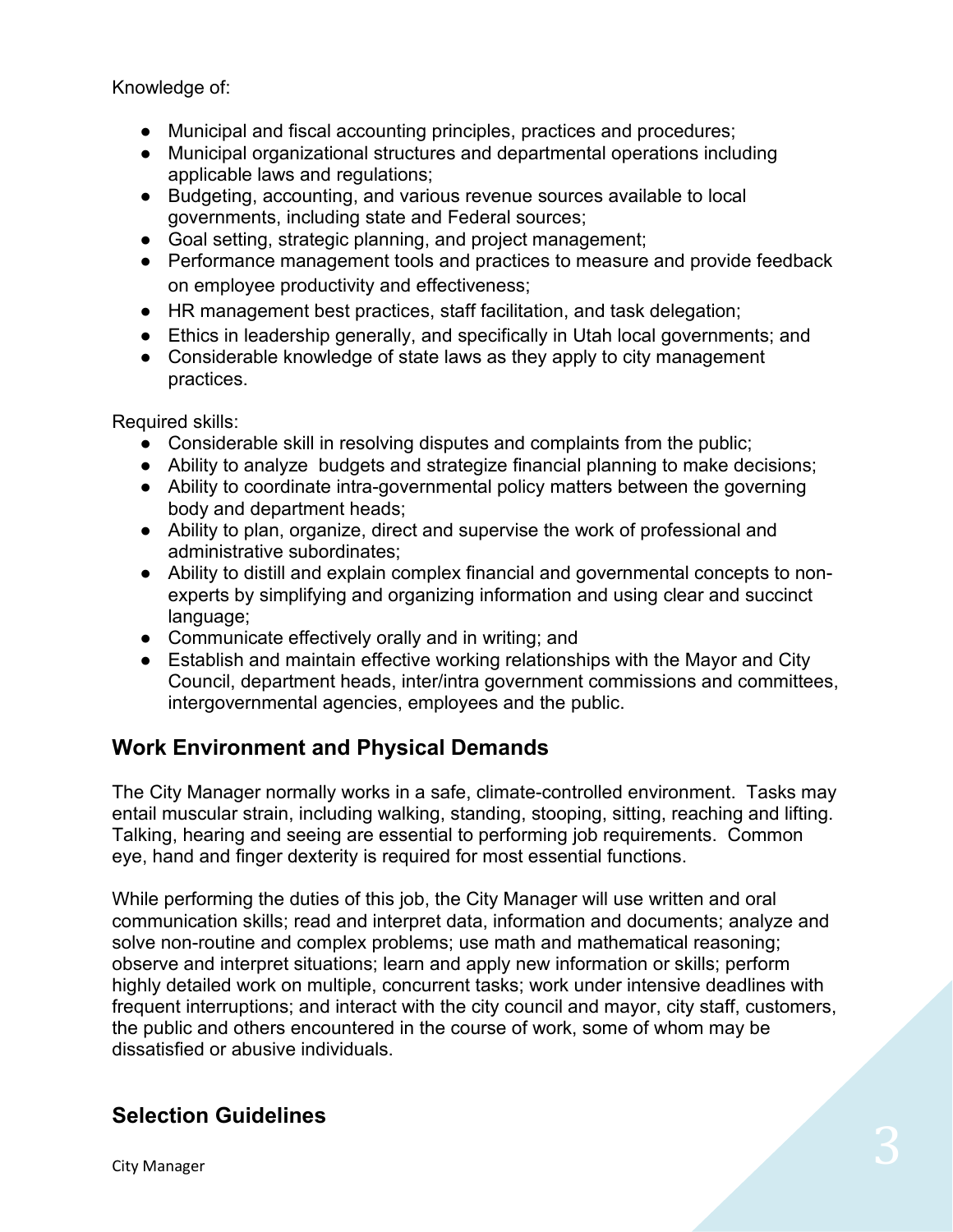Knowledge of:

- Municipal and fiscal accounting principles, practices and procedures;
- Municipal organizational structures and departmental operations including applicable laws and regulations;
- Budgeting, accounting, and various revenue sources available to local governments, including state and Federal sources;
- Goal setting, strategic planning, and project management;
- Performance management tools and practices to measure and provide feedback on employee productivity and effectiveness;
- HR management best practices, staff facilitation, and task delegation;
- Ethics in leadership generally, and specifically in Utah local governments; and
- Considerable knowledge of state laws as they apply to city management practices.

Required skills:

- Considerable skill in resolving disputes and complaints from the public;
- Ability to analyze budgets and strategize financial planning to make decisions;
- Ability to coordinate intra-governmental policy matters between the governing body and department heads;
- Ability to plan, organize, direct and supervise the work of professional and administrative subordinates;
- Ability to distill and explain complex financial and governmental concepts to non-experts by simplifying and organizing information and using clear and succinct language;
- Communicate effectively orally and in writing; and
- Establish and maintain effective working relationships with the Mayor and City Council, department heads, inter/intra government commissions and committees, intergovernmental agencies, employees and the public.

## Work Environment and Physical Demands

The City Manager normally works in a safe, climate-controlled environment. Tasks may entail muscular strain, including walking, standing, stooping, sitting, reaching and lifting. Talking, hearing and seeing are essential to performing job requirements. Common eye, hand and finger dexterity is required for most essential functions.

While performing the duties of this job, the City Manager will use written and oral communication skills; read and interpret data, information and documents; analyze and solve non-routine and complex problems; use math and mathematical reasoning; observe and interpret situations; learn and apply new information or skills; perform highly detailed work on multiple, concurrent tasks; work under intensive deadlines with frequent interruptions; and interact with the city council and mayor, city staff, customers, the public and others encountered in the course of work, some of whom may be dissatisfied or abusive individuals.

## Selection Guidelines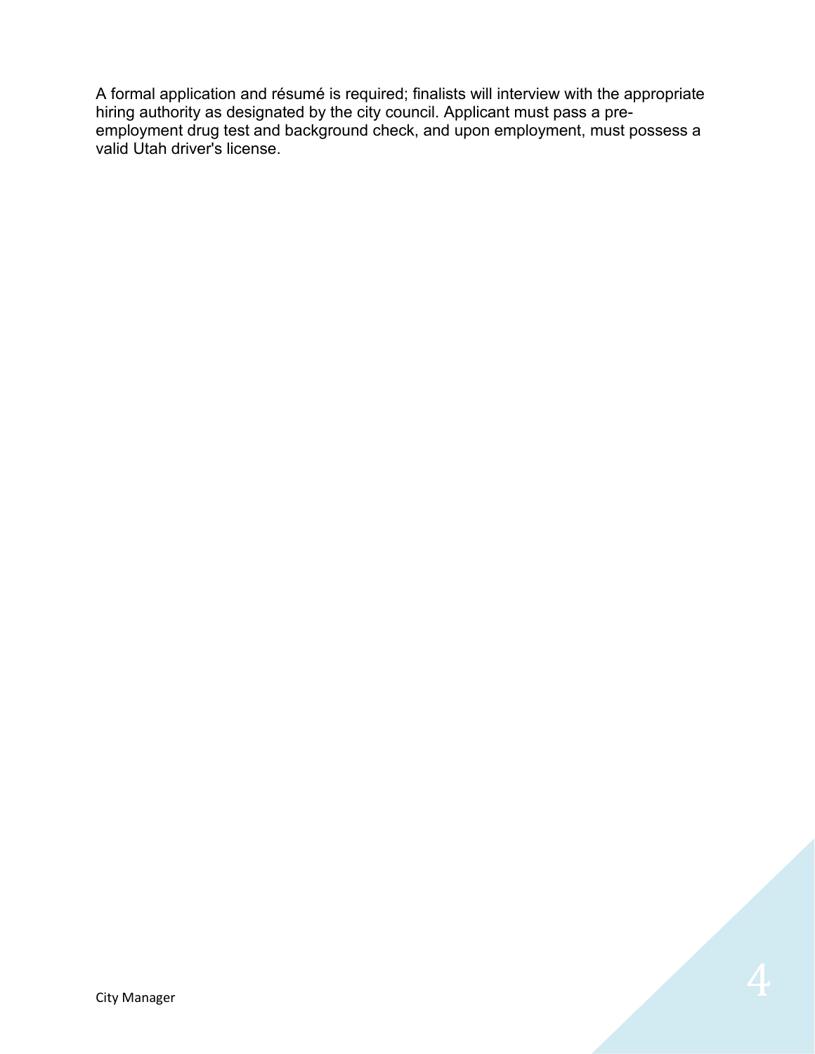A formal application and résumé is required; finalists will interview with the appropriate hiring authority as designated by the city council. Applicant must pass a pre-employment drug test and background check, and upon employment, must possess a valid Utah driver's license.